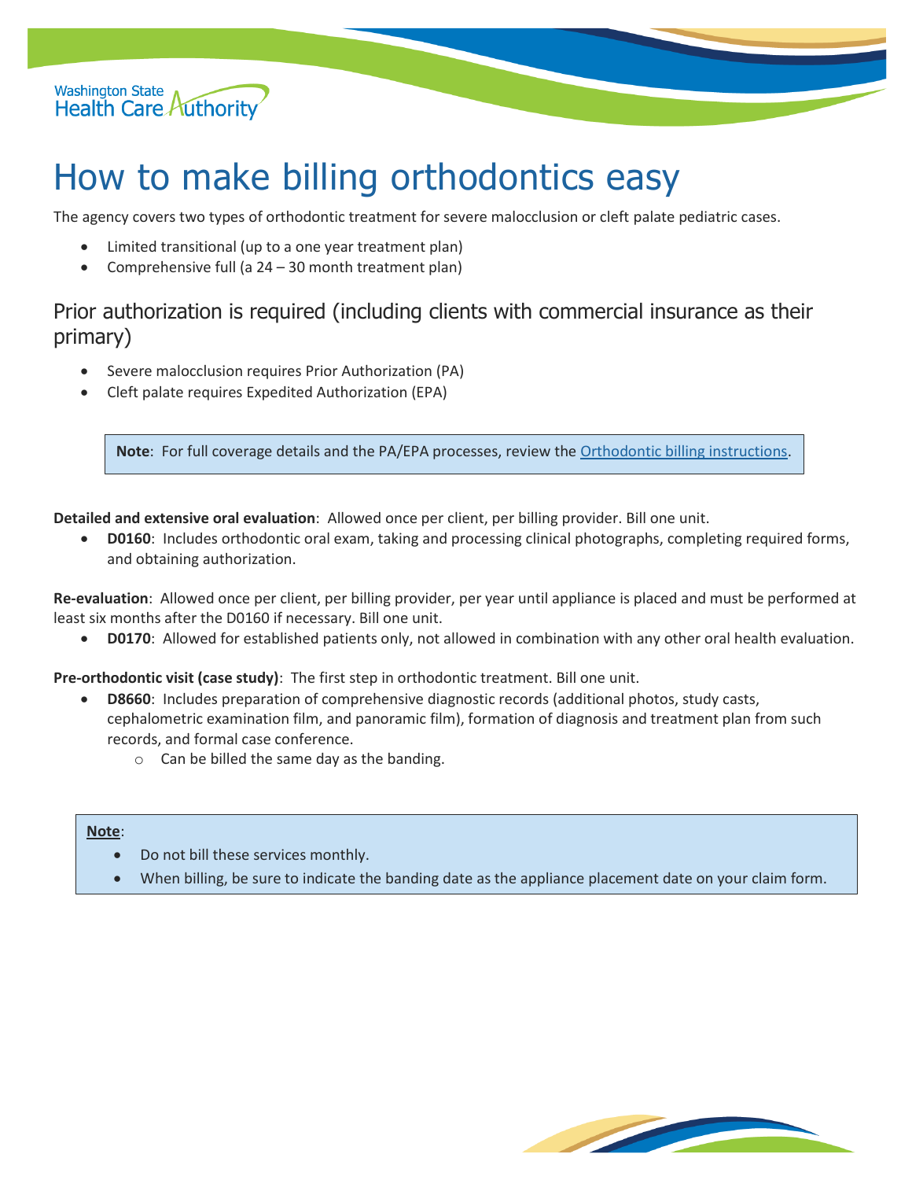Washington State Health Care Authority

# How to make billing orthodontics easy

The agency covers two types of orthodontic treatment for severe malocclusion or cleft palate pediatric cases.

- Limited transitional (up to a one year treatment plan)
- Comprehensive full (a 24 – 30 month treatment plan)

## Prior authorization is required (including clients with commercial insurance as their primary)

- Severe malocclusion requires Prior Authorization (PA)
- Cleft palate requires Expedited Authorization (EPA)

> **Note**: For full coverage details and the PA/EPA processes, review the [Orthodontic billing instructions](#).

**Detailed and extensive oral evaluation**: Allowed once per client, per billing provider. Bill one unit.

- **D0160**: Includes orthodontic oral exam, taking and processing clinical photographs, completing required forms, and obtaining authorization.

**Re-evaluation**: Allowed once per client, per billing provider, per year until appliance is placed and must be performed at least six months after the D0160 if necessary. Bill one unit.

- **D0170**: Allowed for established patients only, not allowed in combination with any other oral health evaluation.

**Pre-orthodontic visit (case study)**: The first step in orthodontic treatment. Bill one unit.

- **D8660**: Includes preparation of comprehensive diagnostic records (additional photos, study casts, cephalometric examination film, and panoramic film), formation of diagnosis and treatment plan from such records, and formal case conference.
  - Can be billed the same day as the banding.

> **Note**:
> - Do not bill these services monthly.
> - When billing, be sure to indicate the banding date as the appliance placement date on your claim form.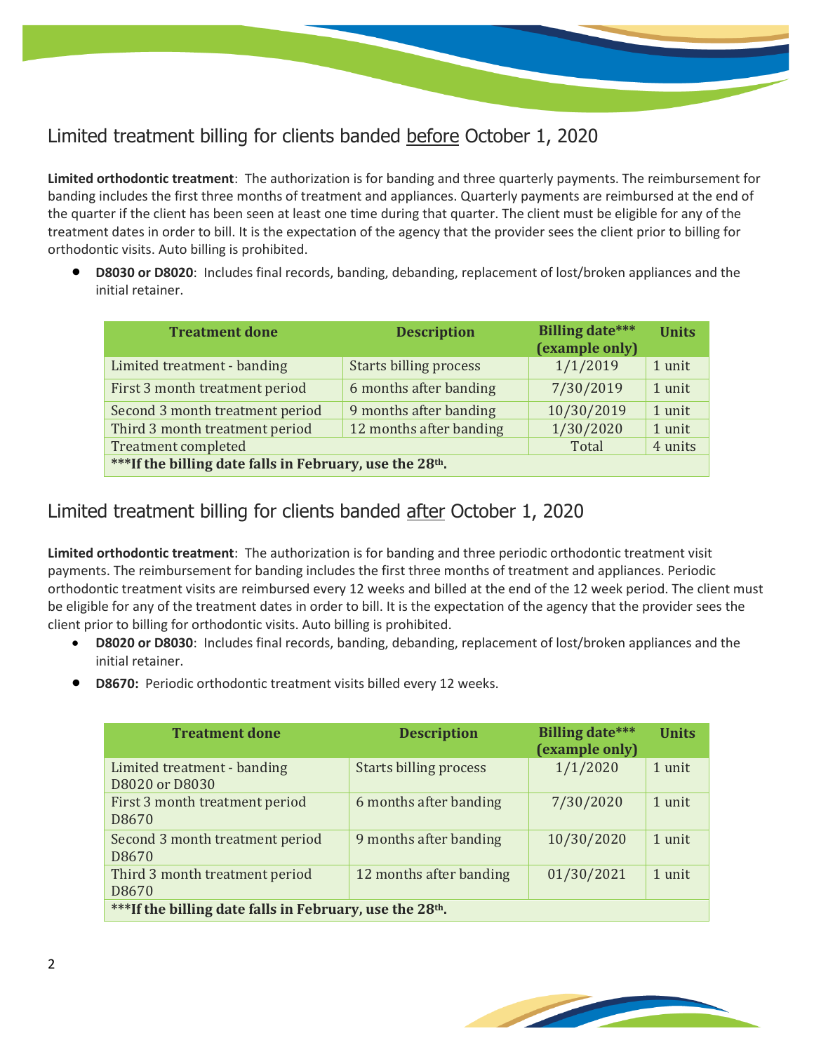## Limited treatment billing for clients banded before October 1, 2020

**Limited orthodontic treatment**: The authorization is for banding and three quarterly payments. The reimbursement for banding includes the first three months of treatment and appliances. Quarterly payments are reimbursed at the end of the quarter if the client has been seen at least one time during that quarter. The client must be eligible for any of the treatment dates in order to bill. It is the expectation of the agency that the provider sees the client prior to billing for orthodontic visits. Auto billing is prohibited.

- **D8030 or D8020**: Includes final records, banding, debanding, replacement of lost/broken appliances and the initial retainer.

| Treatment done | Description | Billing date*** (example only) | Units |
|---|---|---|---|
| Limited treatment - banding | Starts billing process | 1/1/2019 | 1 unit |
| First 3 month treatment period | 6 months after banding | 7/30/2019 | 1 unit |
| Second 3 month treatment period | 9 months after banding | 10/30/2019 | 1 unit |
| Third 3 month treatment period | 12 months after banding | 1/30/2020 | 1 unit |
| Treatment completed | | Total | 4 units |
| ***If the billing date falls in February, use the 28th. | | | |

## Limited treatment billing for clients banded after October 1, 2020

**Limited orthodontic treatment**: The authorization is for banding and three periodic orthodontic treatment visit payments. The reimbursement for banding includes the first three months of treatment and appliances. Periodic orthodontic treatment visits are reimbursed every 12 weeks and billed at the end of the 12 week period. The client must be eligible for any of the treatment dates in order to bill. It is the expectation of the agency that the provider sees the client prior to billing for orthodontic visits. Auto billing is prohibited.

- **D8020 or D8030**: Includes final records, banding, debanding, replacement of lost/broken appliances and the initial retainer.
- **D8670:** Periodic orthodontic treatment visits billed every 12 weeks.

| Treatment done | Description | Billing date*** (example only) | Units |
|---|---|---|---|
| Limited treatment - banding D8020 or D8030 | Starts billing process | 1/1/2020 | 1 unit |
| First 3 month treatment period D8670 | 6 months after banding | 7/30/2020 | 1 unit |
| Second 3 month treatment period D8670 | 9 months after banding | 10/30/2020 | 1 unit |
| Third 3 month treatment period D8670 | 12 months after banding | 01/30/2021 | 1 unit |
| ***If the billing date falls in February, use the 28th. | | | |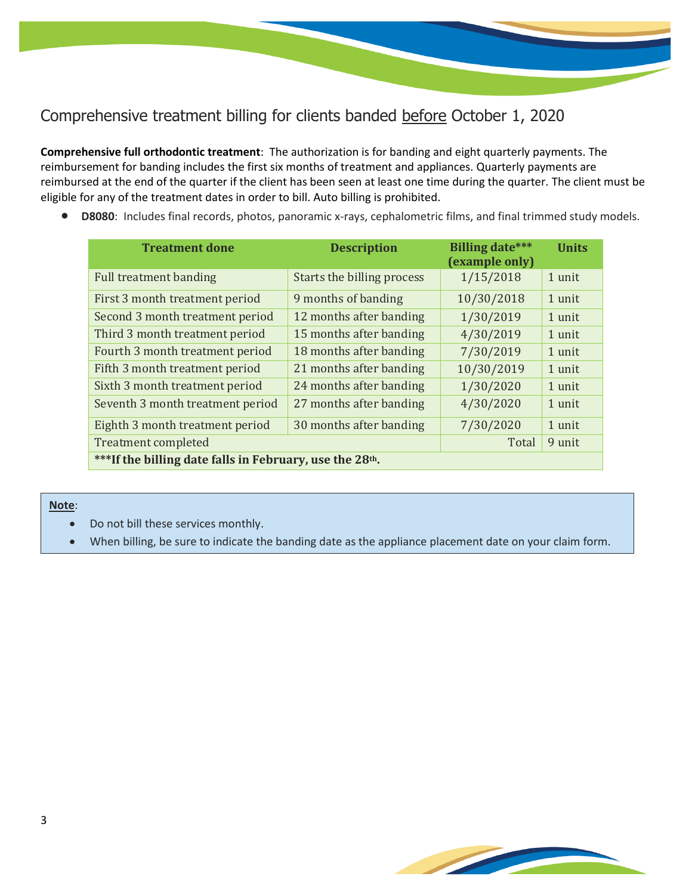## Comprehensive treatment billing for clients banded <u>before</u> October 1, 2020

**Comprehensive full orthodontic treatment**: The authorization is for banding and eight quarterly payments. The reimbursement for banding includes the first six months of treatment and appliances. Quarterly payments are reimbursed at the end of the quarter if the client has been seen at least one time during the quarter. The client must be eligible for any of the treatment dates in order to bill. Auto billing is prohibited.

- **D8080**: Includes final records, photos, panoramic x-rays, cephalometric films, and final trimmed study models.

| Treatment done | Description | Billing date*** (example only) | Units |
|---|---|---|---|
| Full treatment banding | Starts the billing process | 1/15/2018 | 1 unit |
| First 3 month treatment period | 9 months of banding | 10/30/2018 | 1 unit |
| Second 3 month treatment period | 12 months after banding | 1/30/2019 | 1 unit |
| Third 3 month treatment period | 15 months after banding | 4/30/2019 | 1 unit |
| Fourth 3 month treatment period | 18 months after banding | 7/30/2019 | 1 unit |
| Fifth 3 month treatment period | 21 months after banding | 10/30/2019 | 1 unit |
| Sixth 3 month treatment period | 24 months after banding | 1/30/2020 | 1 unit |
| Seventh 3 month treatment period | 27 months after banding | 4/30/2020 | 1 unit |
| Eighth 3 month treatment period | 30 months after banding | 7/30/2020 | 1 unit |
| Treatment completed | | Total | 9 unit |
| ***If the billing date falls in February, use the 28th. | | | |

**<u>Note</u>**:

- Do not bill these services monthly.
- When billing, be sure to indicate the banding date as the appliance placement date on your claim form.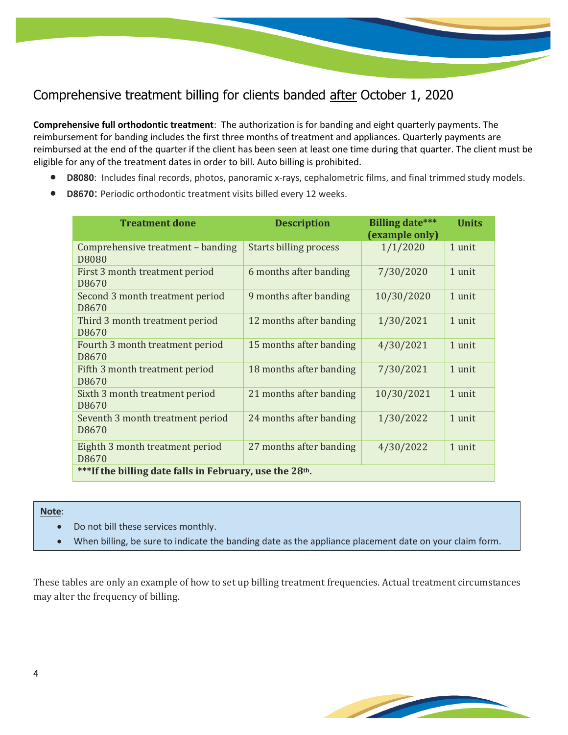## Comprehensive treatment billing for clients banded after October 1, 2020

**Comprehensive full orthodontic treatment**: The authorization is for banding and eight quarterly payments. The reimbursement for banding includes the first three months of treatment and appliances. Quarterly payments are reimbursed at the end of the quarter if the client has been seen at least one time during that quarter. The client must be eligible for any of the treatment dates in order to bill. Auto billing is prohibited.

- **D8080**: Includes final records, photos, panoramic x-rays, cephalometric films, and final trimmed study models.
- **D8670**: Periodic orthodontic treatment visits billed every 12 weeks.

| Treatment done | Description | Billing date*** (example only) | Units |
|---|---|---|---|
| Comprehensive treatment – banding D8080 | Starts billing process | 1/1/2020 | 1 unit |
| First 3 month treatment period D8670 | 6 months after banding | 7/30/2020 | 1 unit |
| Second 3 month treatment period D8670 | 9 months after banding | 10/30/2020 | 1 unit |
| Third 3 month treatment period D8670 | 12 months after banding | 1/30/2021 | 1 unit |
| Fourth 3 month treatment period D8670 | 15 months after banding | 4/30/2021 | 1 unit |
| Fifth 3 month treatment period D8670 | 18 months after banding | 7/30/2021 | 1 unit |
| Sixth 3 month treatment period D8670 | 21 months after banding | 10/30/2021 | 1 unit |
| Seventh 3 month treatment period D8670 | 24 months after banding | 1/30/2022 | 1 unit |
| Eighth 3 month treatment period D8670 | 27 months after banding | 4/30/2022 | 1 unit |
| ***If the billing date falls in February, use the 28th. | | | |

**Note**:

- Do not bill these services monthly.
- When billing, be sure to indicate the banding date as the appliance placement date on your claim form.

These tables are only an example of how to set up billing treatment frequencies. Actual treatment circumstances may alter the frequency of billing.